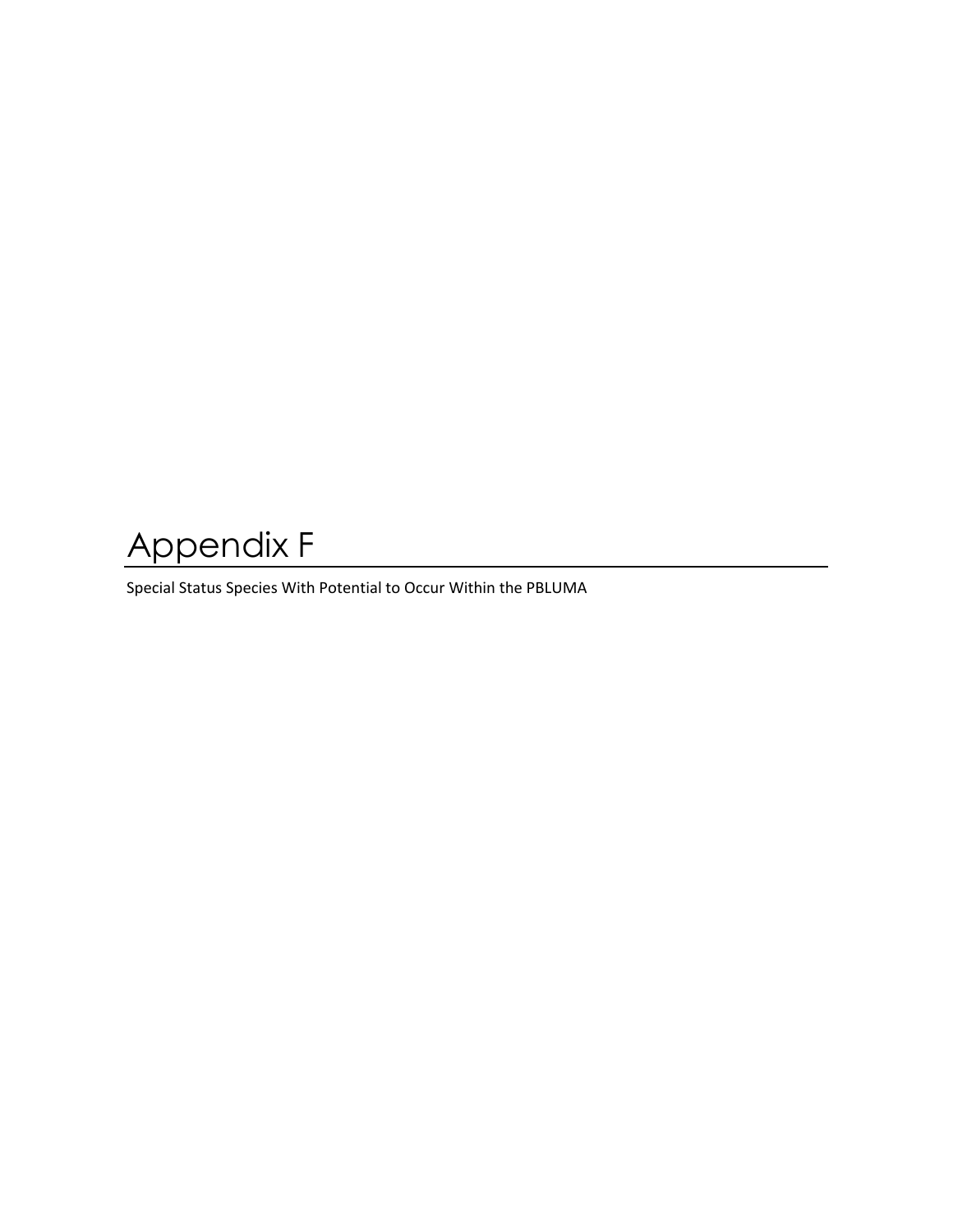# Appendix F

Special Status Species With Potential to Occur Within the PBLUMA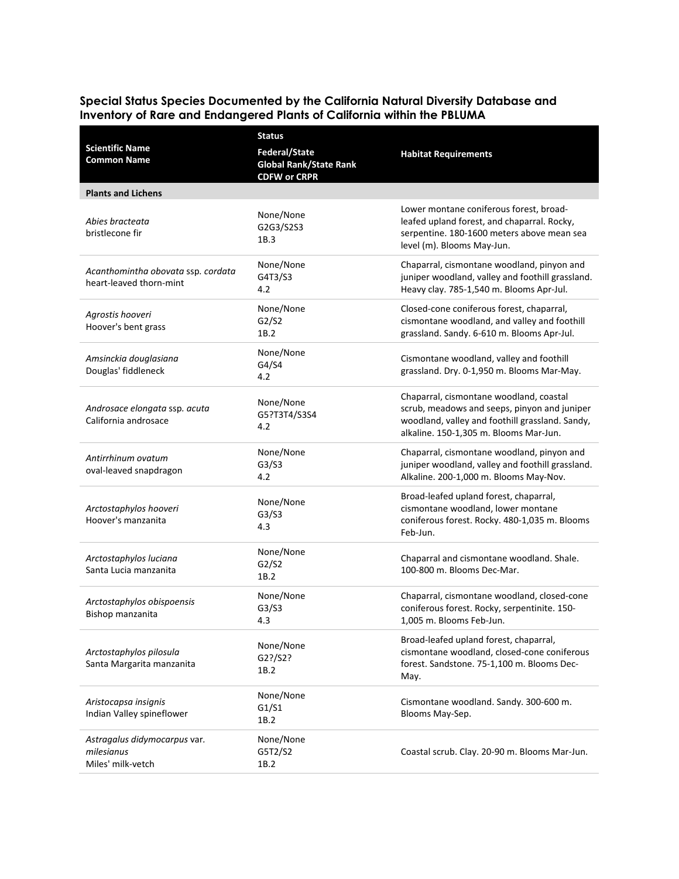### Special Status Species Documented by the California Natural Diversity Database and Inventory of Rare and Endangered Plants of California within the PBLUMA

| Scientific Name<br>Common Name | Status<br>Federal/State<br>Global Rank/State Rank<br>CDFW or CRPR | Habitat Requirements |
|---|---|---|
| **Plants and Lichens** | | |
| *Abies bracteata*<br>bristlecone fir | None/None<br>G2G3/S2S3<br>1B.3 | Lower montane coniferous forest, broad-leafed upland forest, and chaparral. Rocky, serpentine. 180-1600 meters above mean sea level (m). Blooms May-Jun. |
| *Acanthomintha obovata* ssp. *cordata*<br>heart-leaved thorn-mint | None/None<br>G4T3/S3<br>4.2 | Chaparral, cismontane woodland, pinyon and juniper woodland, valley and foothill grassland. Heavy clay. 785-1,540 m. Blooms Apr-Jul. |
| *Agrostis hooveri*<br>Hoover's bent grass | None/None<br>G2/S2<br>1B.2 | Closed-cone coniferous forest, chaparral, cismontane woodland, and valley and foothill grassland. Sandy. 6-610 m. Blooms Apr-Jul. |
| *Amsinckia douglasiana*<br>Douglas' fiddleneck | None/None<br>G4/S4<br>4.2 | Cismontane woodland, valley and foothill grassland. Dry. 0-1,950 m. Blooms Mar-May. |
| *Androsace elongata* ssp. *acuta*<br>California androsace | None/None<br>G5?T3T4/S3S4<br>4.2 | Chaparral, cismontane woodland, coastal scrub, meadows and seeps, pinyon and juniper woodland, valley and foothill grassland. Sandy, alkaline. 150-1,305 m. Blooms Mar-Jun. |
| *Antirrhinum ovatum*<br>oval-leaved snapdragon | None/None<br>G3/S3<br>4.2 | Chaparral, cismontane woodland, pinyon and juniper woodland, valley and foothill grassland. Alkaline. 200-1,000 m. Blooms May-Nov. |
| *Arctostaphylos hooveri*<br>Hoover's manzanita | None/None<br>G3/S3<br>4.3 | Broad-leafed upland forest, chaparral, cismontane woodland, lower montane coniferous forest. Rocky. 480-1,035 m. Blooms Feb-Jun. |
| *Arctostaphylos luciana*<br>Santa Lucia manzanita | None/None<br>G2/S2<br>1B.2 | Chaparral and cismontane woodland. Shale. 100-800 m. Blooms Dec-Mar. |
| *Arctostaphylos obispoensis*<br>Bishop manzanita | None/None<br>G3/S3<br>4.3 | Chaparral, cismontane woodland, closed-cone coniferous forest. Rocky, serpentinite. 150-1,005 m. Blooms Feb-Jun. |
| *Arctostaphylos pilosula*<br>Santa Margarita manzanita | None/None<br>G2?/S2?<br>1B.2 | Broad-leafed upland forest, chaparral, cismontane woodland, closed-cone coniferous forest. Sandstone. 75-1,100 m. Blooms Dec-May. |
| *Aristocapsa insignis*<br>Indian Valley spineflower | None/None<br>G1/S1<br>1B.2 | Cismontane woodland. Sandy. 300-600 m. Blooms May-Sep. |
| *Astragalus didymocarpus* var. *milesianus*<br>Miles' milk-vetch | None/None<br>G5T2/S2<br>1B.2 | Coastal scrub. Clay. 20-90 m. Blooms Mar-Jun. |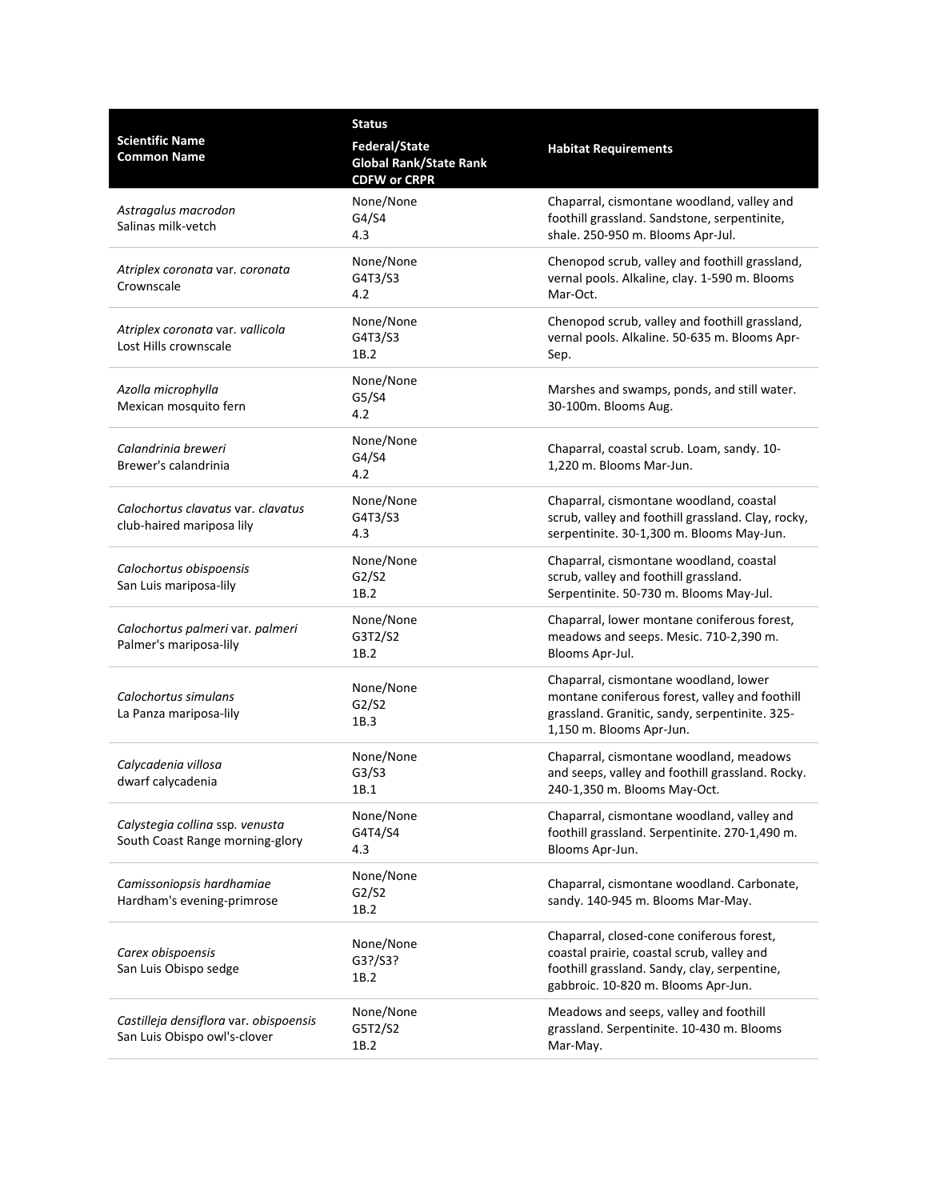| Scientific Name<br>Common Name | Status<br>Federal/State<br>Global Rank/State Rank<br>CDFW or CRPR | Habitat Requirements |
|---|---|---|
| *Astragalus macrodon*<br>Salinas milk-vetch | None/None<br>G4/S4<br>4.3 | Chaparral, cismontane woodland, valley and foothill grassland. Sandstone, serpentinite, shale. 250-950 m. Blooms Apr-Jul. |
| *Atriplex coronata* var. *coronata*<br>Crownscale | None/None<br>G4T3/S3<br>4.2 | Chenopod scrub, valley and foothill grassland, vernal pools. Alkaline, clay. 1-590 m. Blooms Mar-Oct. |
| *Atriplex coronata* var. *vallicola*<br>Lost Hills crownscale | None/None<br>G4T3/S3<br>1B.2 | Chenopod scrub, valley and foothill grassland, vernal pools. Alkaline. 50-635 m. Blooms Apr-Sep. |
| *Azolla microphylla*<br>Mexican mosquito fern | None/None<br>G5/S4<br>4.2 | Marshes and swamps, ponds, and still water. 30-100m. Blooms Aug. |
| *Calandrinia breweri*<br>Brewer's calandrinia | None/None<br>G4/S4<br>4.2 | Chaparral, coastal scrub. Loam, sandy. 10-1,220 m. Blooms Mar-Jun. |
| *Calochortus clavatus* var. *clavatus*<br>club-haired mariposa lily | None/None<br>G4T3/S3<br>4.3 | Chaparral, cismontane woodland, coastal scrub, valley and foothill grassland. Clay, rocky, serpentinite. 30-1,300 m. Blooms May-Jun. |
| *Calochortus obispoensis*<br>San Luis mariposa-lily | None/None<br>G2/S2<br>1B.2 | Chaparral, cismontane woodland, coastal scrub, valley and foothill grassland. Serpentinite. 50-730 m. Blooms May-Jul. |
| *Calochortus palmeri* var. *palmeri*<br>Palmer's mariposa-lily | None/None<br>G3T2/S2<br>1B.2 | Chaparral, lower montane coniferous forest, meadows and seeps. Mesic. 710-2,390 m. Blooms Apr-Jul. |
| *Calochortus simulans*<br>La Panza mariposa-lily | None/None<br>G2/S2<br>1B.3 | Chaparral, cismontane woodland, lower montane coniferous forest, valley and foothill grassland. Granitic, sandy, serpentinite. 325-1,150 m. Blooms Apr-Jun. |
| *Calycadenia villosa*<br>dwarf calycadenia | None/None<br>G3/S3<br>1B.1 | Chaparral, cismontane woodland, meadows and seeps, valley and foothill grassland. Rocky. 240-1,350 m. Blooms May-Oct. |
| *Calystegia collina* ssp. *venusta*<br>South Coast Range morning-glory | None/None<br>G4T4/S4<br>4.3 | Chaparral, cismontane woodland, valley and foothill grassland. Serpentinite. 270-1,490 m. Blooms Apr-Jun. |
| *Camissoniopsis hardhamiae*<br>Hardham's evening-primrose | None/None<br>G2/S2<br>1B.2 | Chaparral, cismontane woodland. Carbonate, sandy. 140-945 m. Blooms Mar-May. |
| *Carex obispoensis*<br>San Luis Obispo sedge | None/None<br>G3?/S3?<br>1B.2 | Chaparral, closed-cone coniferous forest, coastal prairie, coastal scrub, valley and foothill grassland. Sandy, clay, serpentine, gabbroic. 10-820 m. Blooms Apr-Jun. |
| *Castilleja densiflora* var. *obispoensis*<br>San Luis Obispo owl's-clover | None/None<br>G5T2/S2<br>1B.2 | Meadows and seeps, valley and foothill grassland. Serpentinite. 10-430 m. Blooms Mar-May. |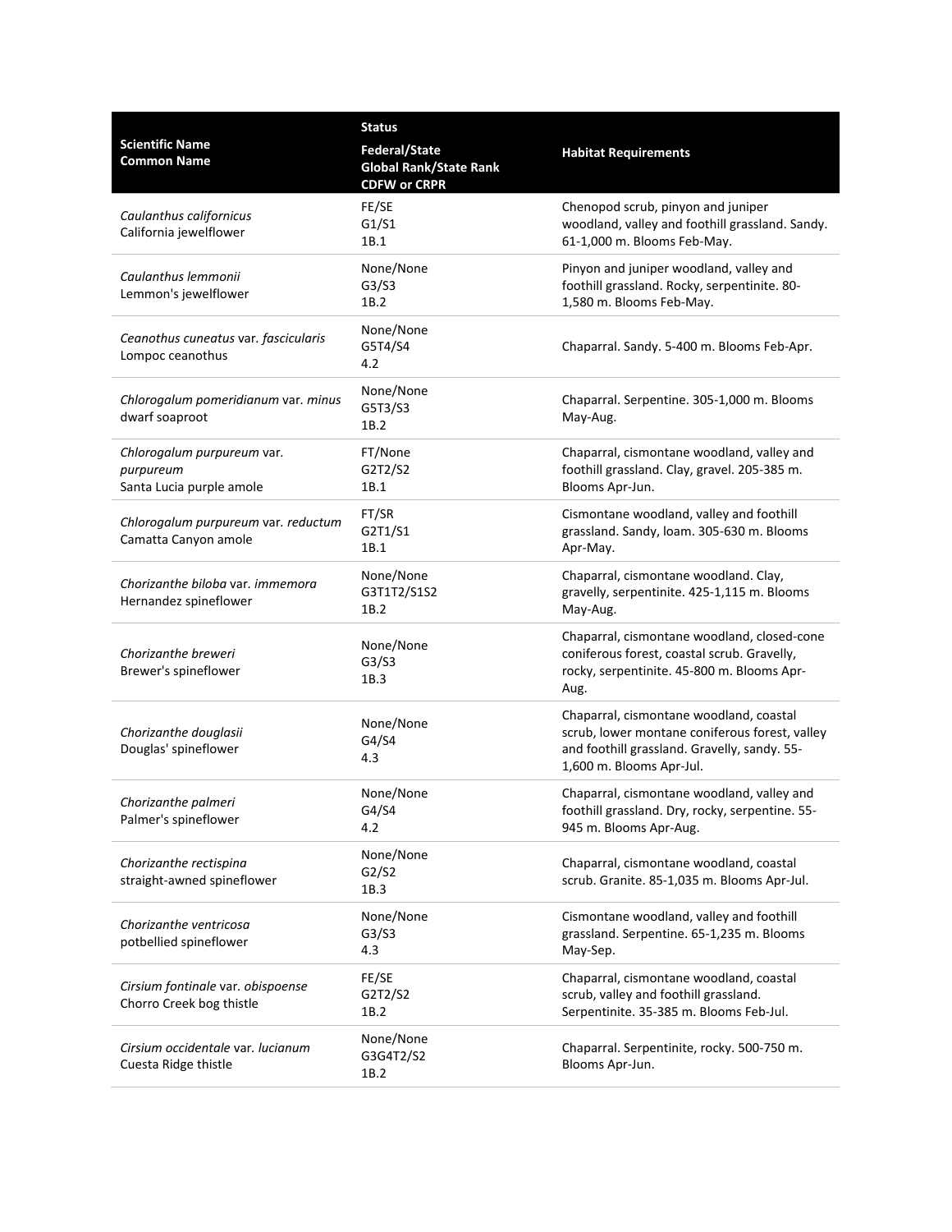| Scientific Name<br>Common Name | Status<br>Federal/State<br>Global Rank/State Rank<br>CDFW or CRPR | Habitat Requirements |
|---|---|---|
| *Caulanthus californicus*<br>California jewelflower | FE/SE<br>G1/S1<br>1B.1 | Chenopod scrub, pinyon and juniper woodland, valley and foothill grassland. Sandy. 61-1,000 m. Blooms Feb-May. |
| *Caulanthus lemmonii*<br>Lemmon's jewelflower | None/None<br>G3/S3<br>1B.2 | Pinyon and juniper woodland, valley and foothill grassland. Rocky, serpentinite. 80-1,580 m. Blooms Feb-May. |
| *Ceanothus cuneatus* var. *fascicularis*<br>Lompoc ceanothus | None/None<br>G5T4/S4<br>4.2 | Chaparral. Sandy. 5-400 m. Blooms Feb-Apr. |
| *Chlorogalum pomeridianum* var. *minus*<br>dwarf soaproot | None/None<br>G5T3/S3<br>1B.2 | Chaparral. Serpentine. 305-1,000 m. Blooms May-Aug. |
| *Chlorogalum purpureum* var. *purpureum*<br>Santa Lucia purple amole | FT/None<br>G2T2/S2<br>1B.1 | Chaparral, cismontane woodland, valley and foothill grassland. Clay, gravel. 205-385 m. Blooms Apr-Jun. |
| *Chlorogalum purpureum* var. *reductum*<br>Camatta Canyon amole | FT/SR<br>G2T1/S1<br>1B.1 | Cismontane woodland, valley and foothill grassland. Sandy, loam. 305-630 m. Blooms Apr-May. |
| *Chorizanthe biloba* var. *immemora*<br>Hernandez spineflower | None/None<br>G3T1T2/S1S2<br>1B.2 | Chaparral, cismontane woodland. Clay, gravelly, serpentinite. 425-1,115 m. Blooms May-Aug. |
| *Chorizanthe breweri*<br>Brewer's spineflower | None/None<br>G3/S3<br>1B.3 | Chaparral, cismontane woodland, closed-cone coniferous forest, coastal scrub. Gravelly, rocky, serpentinite. 45-800 m. Blooms Apr-Aug. |
| *Chorizanthe douglasii*<br>Douglas' spineflower | None/None<br>G4/S4<br>4.3 | Chaparral, cismontane woodland, coastal scrub, lower montane coniferous forest, valley and foothill grassland. Gravelly, sandy. 55-1,600 m. Blooms Apr-Jul. |
| *Chorizanthe palmeri*<br>Palmer's spineflower | None/None<br>G4/S4<br>4.2 | Chaparral, cismontane woodland, valley and foothill grassland. Dry, rocky, serpentine. 55-945 m. Blooms Apr-Aug. |
| *Chorizanthe rectispina*<br>straight-awned spineflower | None/None<br>G2/S2<br>1B.3 | Chaparral, cismontane woodland, coastal scrub. Granite. 85-1,035 m. Blooms Apr-Jul. |
| *Chorizanthe ventricosa*<br>potbellied spineflower | None/None<br>G3/S3<br>4.3 | Cismontane woodland, valley and foothill grassland. Serpentine. 65-1,235 m. Blooms May-Sep. |
| *Cirsium fontinale* var. *obispoense*<br>Chorro Creek bog thistle | FE/SE<br>G2T2/S2<br>1B.2 | Chaparral, cismontane woodland, coastal scrub, valley and foothill grassland. Serpentinite. 35-385 m. Blooms Feb-Jul. |
| *Cirsium occidentale* var. *lucianum*<br>Cuesta Ridge thistle | None/None<br>G3G4T2/S2<br>1B.2 | Chaparral. Serpentinite, rocky. 500-750 m. Blooms Apr-Jun. |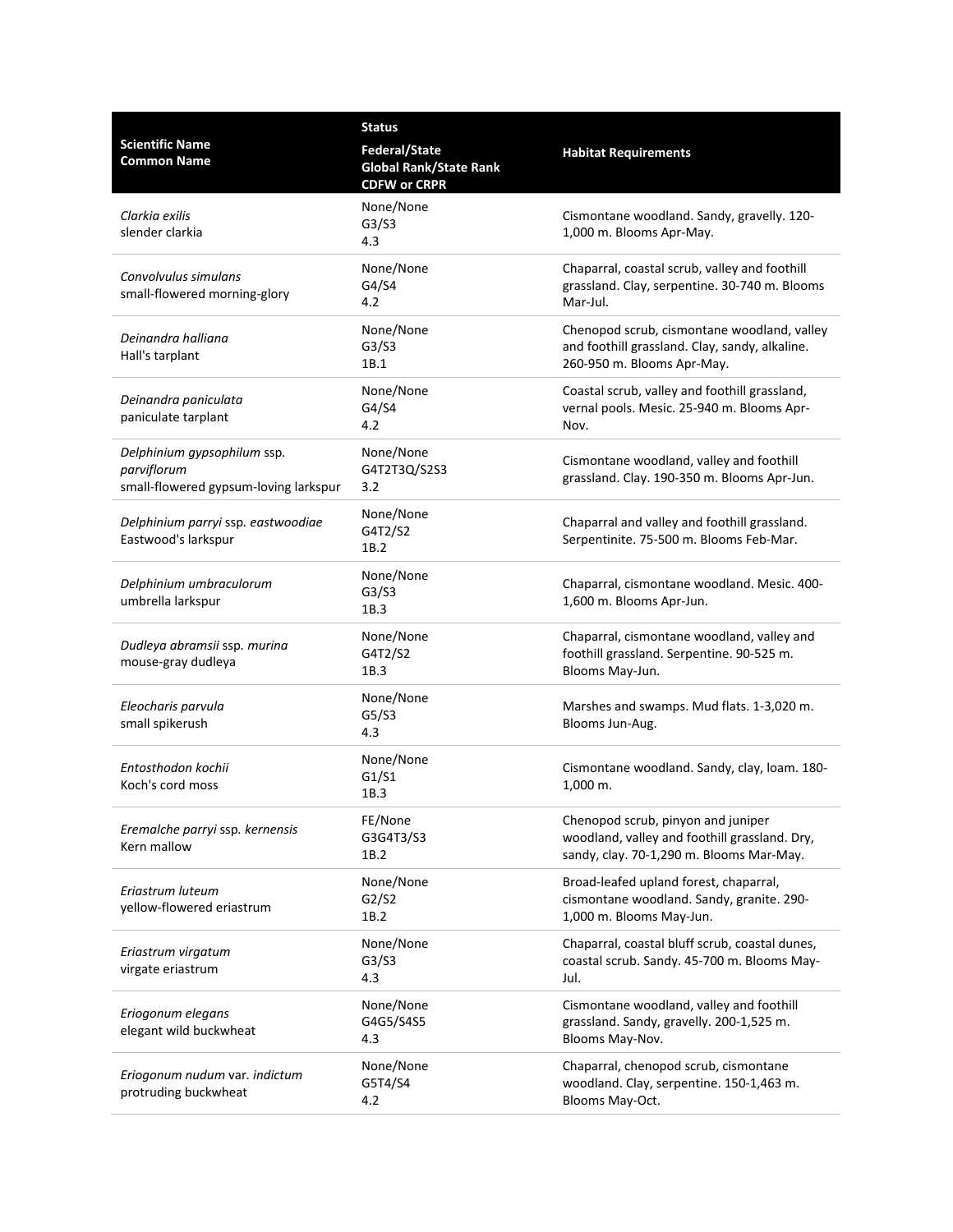| Scientific Name<br>Common Name | Status<br>Federal/State<br>Global Rank/State Rank<br>CDFW or CRPR | Habitat Requirements |
|---|---|---|
| *Clarkia exilis*<br>slender clarkia | None/None<br>G3/S3<br>4.3 | Cismontane woodland. Sandy, gravelly. 120-1,000 m. Blooms Apr-May. |
| *Convolvulus simulans*<br>small-flowered morning-glory | None/None<br>G4/S4<br>4.2 | Chaparral, coastal scrub, valley and foothill grassland. Clay, serpentine. 30-740 m. Blooms Mar-Jul. |
| *Deinandra halliana*<br>Hall's tarplant | None/None<br>G3/S3<br>1B.1 | Chenopod scrub, cismontane woodland, valley and foothill grassland. Clay, sandy, alkaline. 260-950 m. Blooms Apr-May. |
| *Deinandra paniculata*<br>paniculate tarplant | None/None<br>G4/S4<br>4.2 | Coastal scrub, valley and foothill grassland, vernal pools. Mesic. 25-940 m. Blooms Apr-Nov. |
| *Delphinium gypsophilum* ssp. *parviflorum*<br>small-flowered gypsum-loving larkspur | None/None<br>G4T2T3Q/S2S3<br>3.2 | Cismontane woodland, valley and foothill grassland. Clay. 190-350 m. Blooms Apr-Jun. |
| *Delphinium parryi* ssp. *eastwoodiae*<br>Eastwood's larkspur | None/None<br>G4T2/S2<br>1B.2 | Chaparral and valley and foothill grassland. Serpentinite. 75-500 m. Blooms Feb-Mar. |
| *Delphinium umbraculorum*<br>umbrella larkspur | None/None<br>G3/S3<br>1B.3 | Chaparral, cismontane woodland. Mesic. 400-1,600 m. Blooms Apr-Jun. |
| *Dudleya abramsii* ssp. *murina*<br>mouse-gray dudleya | None/None<br>G4T2/S2<br>1B.3 | Chaparral, cismontane woodland, valley and foothill grassland. Serpentine. 90-525 m. Blooms May-Jun. |
| *Eleocharis parvula*<br>small spikerush | None/None<br>G5/S3<br>4.3 | Marshes and swamps. Mud flats. 1-3,020 m. Blooms Jun-Aug. |
| *Entosthodon kochii*<br>Koch's cord moss | None/None<br>G1/S1<br>1B.3 | Cismontane woodland. Sandy, clay, loam. 180-1,000 m. |
| *Eremalche parryi* ssp. *kernensis*<br>Kern mallow | FE/None<br>G3G4T3/S3<br>1B.2 | Chenopod scrub, pinyon and juniper woodland, valley and foothill grassland. Dry, sandy, clay. 70-1,290 m. Blooms Mar-May. |
| *Eriastrum luteum*<br>yellow-flowered eriastrum | None/None<br>G2/S2<br>1B.2 | Broad-leafed upland forest, chaparral, cismontane woodland. Sandy, granite. 290-1,000 m. Blooms May-Jun. |
| *Eriastrum virgatum*<br>virgate eriastrum | None/None<br>G3/S3<br>4.3 | Chaparral, coastal bluff scrub, coastal dunes, coastal scrub. Sandy. 45-700 m. Blooms May-Jul. |
| *Eriogonum elegans*<br>elegant wild buckwheat | None/None<br>G4G5/S4S5<br>4.3 | Cismontane woodland, valley and foothill grassland. Sandy, gravelly. 200-1,525 m. Blooms May-Nov. |
| *Eriogonum nudum* var. *indictum*<br>protruding buckwheat | None/None<br>G5T4/S4<br>4.2 | Chaparral, chenopod scrub, cismontane woodland. Clay, serpentine. 150-1,463 m. Blooms May-Oct. |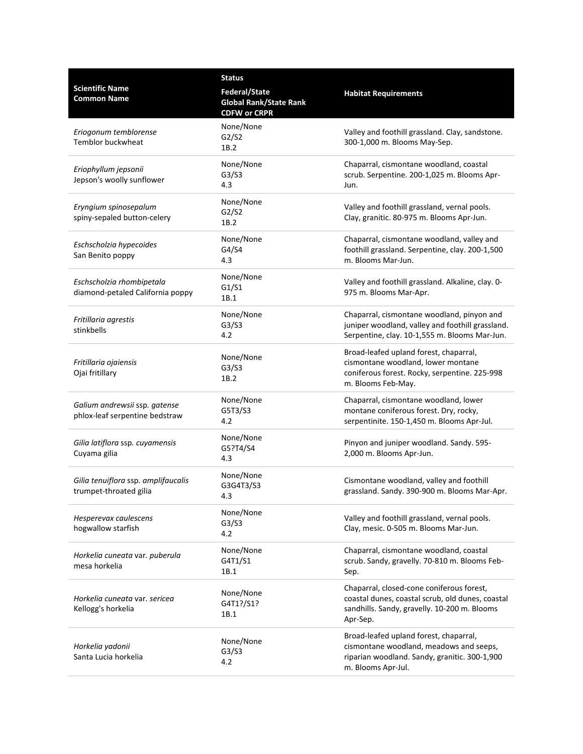| Scientific Name<br>Common Name | Status<br>Federal/State<br>Global Rank/State Rank<br>CDFW or CRPR | Habitat Requirements |
|---|---|---|
| *Eriogonum temblorense*<br>Temblor buckwheat | None/None<br>G2/S2<br>1B.2 | Valley and foothill grassland. Clay, sandstone. 300-1,000 m. Blooms May-Sep. |
| *Eriophyllum jepsonii*<br>Jepson's woolly sunflower | None/None<br>G3/S3<br>4.3 | Chaparral, cismontane woodland, coastal scrub. Serpentine. 200-1,025 m. Blooms Apr-Jun. |
| *Eryngium spinosepalum*<br>spiny-sepaled button-celery | None/None<br>G2/S2<br>1B.2 | Valley and foothill grassland, vernal pools. Clay, granitic. 80-975 m. Blooms Apr-Jun. |
| *Eschscholzia hypecoides*<br>San Benito poppy | None/None<br>G4/S4<br>4.3 | Chaparral, cismontane woodland, valley and foothill grassland. Serpentine, clay. 200-1,500 m. Blooms Mar-Jun. |
| *Eschscholzia rhombipetala*<br>diamond-petaled California poppy | None/None<br>G1/S1<br>1B.1 | Valley and foothill grassland. Alkaline, clay. 0-975 m. Blooms Mar-Apr. |
| *Fritillaria agrestis*<br>stinkbells | None/None<br>G3/S3<br>4.2 | Chaparral, cismontane woodland, pinyon and juniper woodland, valley and foothill grassland. Serpentine, clay. 10-1,555 m. Blooms Mar-Jun. |
| *Fritillaria ojaiensis*<br>Ojai fritillary | None/None<br>G3/S3<br>1B.2 | Broad-leafed upland forest, chaparral, cismontane woodland, lower montane coniferous forest. Rocky, serpentine. 225-998 m. Blooms Feb-May. |
| *Galium andrewsii* ssp. *gatense*<br>phlox-leaf serpentine bedstraw | None/None<br>G5T3/S3<br>4.2 | Chaparral, cismontane woodland, lower montane coniferous forest. Dry, rocky, serpentinite. 150-1,450 m. Blooms Apr-Jul. |
| *Gilia latiflora* ssp. *cuyamensis*<br>Cuyama gilia | None/None<br>G5?T4/S4<br>4.3 | Pinyon and juniper woodland. Sandy. 595-2,000 m. Blooms Apr-Jun. |
| *Gilia tenuiflora* ssp. *amplifaucalis*<br>trumpet-throated gilia | None/None<br>G3G4T3/S3<br>4.3 | Cismontane woodland, valley and foothill grassland. Sandy. 390-900 m. Blooms Mar-Apr. |
| *Hesperevax caulescens*<br>hogwallow starfish | None/None<br>G3/S3<br>4.2 | Valley and foothill grassland, vernal pools. Clay, mesic. 0-505 m. Blooms Mar-Jun. |
| *Horkelia cuneata* var. *puberula*<br>mesa horkelia | None/None<br>G4T1/S1<br>1B.1 | Chaparral, cismontane woodland, coastal scrub. Sandy, gravelly. 70-810 m. Blooms Feb-Sep. |
| *Horkelia cuneata* var. *sericea*<br>Kellogg's horkelia | None/None<br>G4T1?/S1?<br>1B.1 | Chaparral, closed-cone coniferous forest, coastal dunes, coastal scrub, old dunes, coastal sandhills. Sandy, gravelly. 10-200 m. Blooms Apr-Sep. |
| *Horkelia yadonii*<br>Santa Lucia horkelia | None/None<br>G3/S3<br>4.2 | Broad-leafed upland forest, chaparral, cismontane woodland, meadows and seeps, riparian woodland. Sandy, granitic. 300-1,900 m. Blooms Apr-Jul. |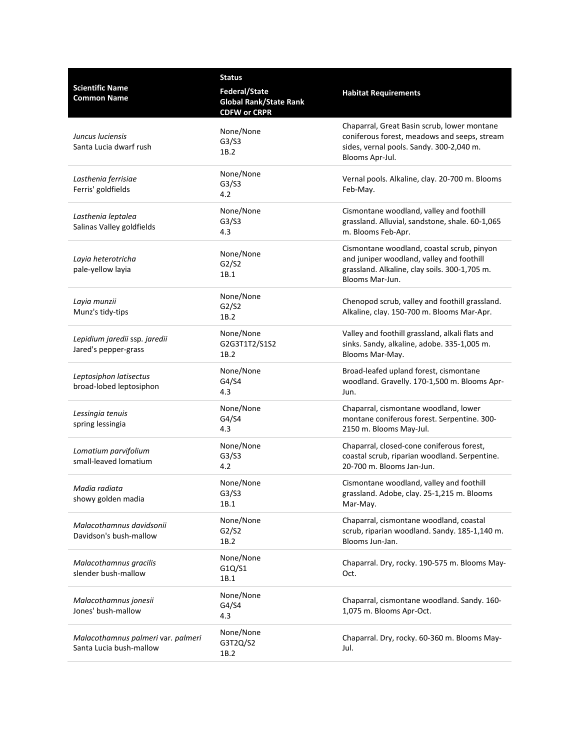| Scientific Name<br>Common Name | Status<br>Federal/State<br>Global Rank/State Rank<br>CDFW or CRPR | Habitat Requirements |
|---|---|---|
| *Juncus luciensis*<br>Santa Lucia dwarf rush | None/None<br>G3/S3<br>1B.2 | Chaparral, Great Basin scrub, lower montane coniferous forest, meadows and seeps, stream sides, vernal pools. Sandy. 300-2,040 m. Blooms Apr-Jul. |
| *Lasthenia ferrisiae*<br>Ferris' goldfields | None/None<br>G3/S3<br>4.2 | Vernal pools. Alkaline, clay. 20-700 m. Blooms Feb-May. |
| *Lasthenia leptalea*<br>Salinas Valley goldfields | None/None<br>G3/S3<br>4.3 | Cismontane woodland, valley and foothill grassland. Alluvial, sandstone, shale. 60-1,065 m. Blooms Feb-Apr. |
| *Layia heterotricha*<br>pale-yellow layia | None/None<br>G2/S2<br>1B.1 | Cismontane woodland, coastal scrub, pinyon and juniper woodland, valley and foothill grassland. Alkaline, clay soils. 300-1,705 m. Blooms Mar-Jun. |
| *Layia munzii*<br>Munz's tidy-tips | None/None<br>G2/S2<br>1B.2 | Chenopod scrub, valley and foothill grassland. Alkaline, clay. 150-700 m. Blooms Mar-Apr. |
| *Lepidium jaredii* ssp. *jaredii*<br>Jared's pepper-grass | None/None<br>G2G3T1T2/S1S2<br>1B.2 | Valley and foothill grassland, alkali flats and sinks. Sandy, alkaline, adobe. 335-1,005 m. Blooms Mar-May. |
| *Leptosiphon latisectus*<br>broad-lobed leptosiphon | None/None<br>G4/S4<br>4.3 | Broad-leafed upland forest, cismontane woodland. Gravelly. 170-1,500 m. Blooms Apr-Jun. |
| *Lessingia tenuis*<br>spring lessingia | None/None<br>G4/S4<br>4.3 | Chaparral, cismontane woodland, lower montane coniferous forest. Serpentine. 300-2150 m. Blooms May-Jul. |
| *Lomatium parvifolium*<br>small-leaved lomatium | None/None<br>G3/S3<br>4.2 | Chaparral, closed-cone coniferous forest, coastal scrub, riparian woodland. Serpentine. 20-700 m. Blooms Jan-Jun. |
| *Madia radiata*<br>showy golden madia | None/None<br>G3/S3<br>1B.1 | Cismontane woodland, valley and foothill grassland. Adobe, clay. 25-1,215 m. Blooms Mar-May. |
| *Malacothamnus davidsonii*<br>Davidson's bush-mallow | None/None<br>G2/S2<br>1B.2 | Chaparral, cismontane woodland, coastal scrub, riparian woodland. Sandy. 185-1,140 m. Blooms Jun-Jan. |
| *Malacothamnus gracilis*<br>slender bush-mallow | None/None<br>G1Q/S1<br>1B.1 | Chaparral. Dry, rocky. 190-575 m. Blooms May-Oct. |
| *Malacothamnus jonesii*<br>Jones' bush-mallow | None/None<br>G4/S4<br>4.3 | Chaparral, cismontane woodland. Sandy. 160-1,075 m. Blooms Apr-Oct. |
| *Malacothamnus palmeri* var. *palmeri*<br>Santa Lucia bush-mallow | None/None<br>G3T2Q/S2<br>1B.2 | Chaparral. Dry, rocky. 60-360 m. Blooms May-Jul. |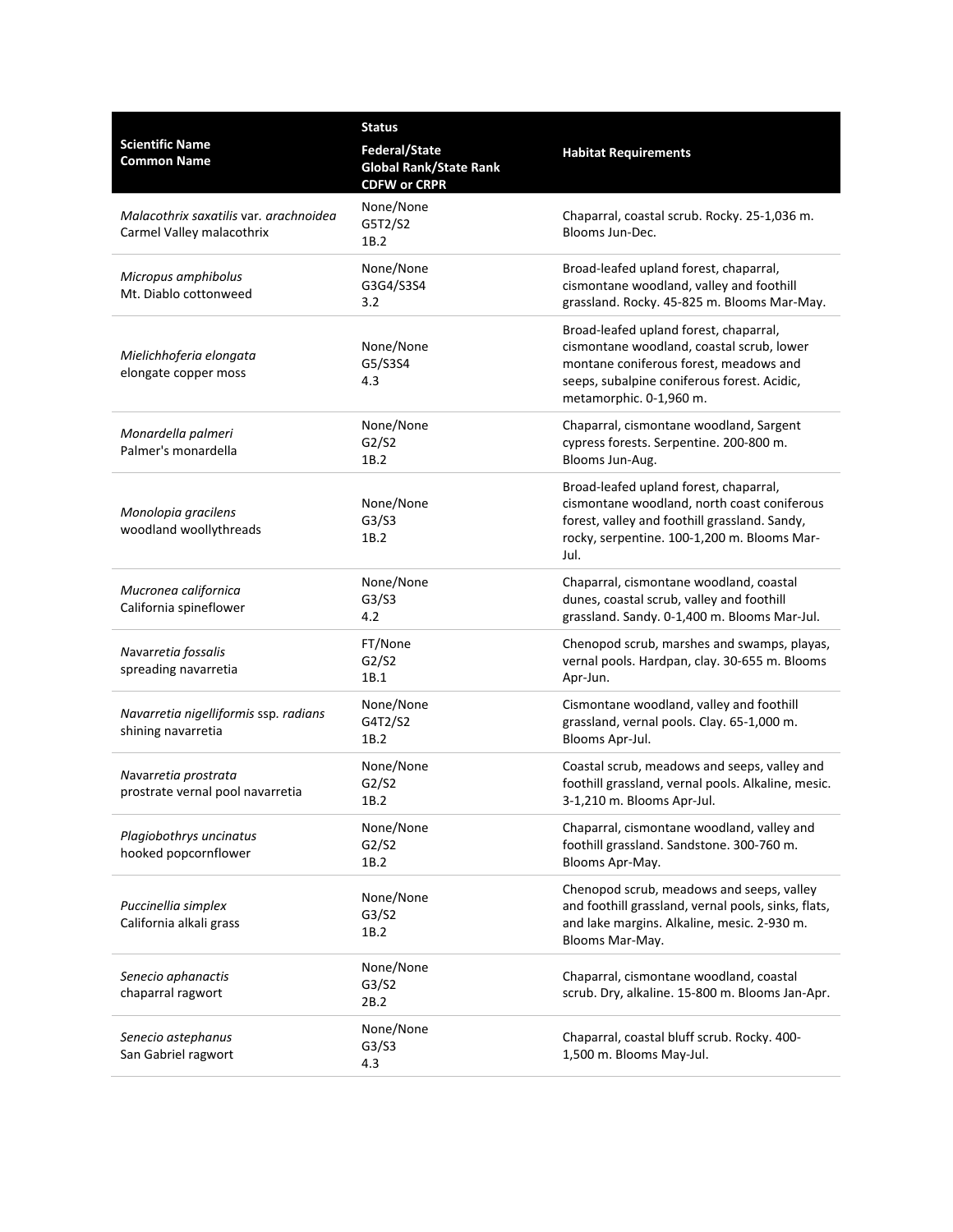| Scientific Name<br>Common Name | Status<br>Federal/State<br>Global Rank/State Rank<br>CDFW or CRPR | Habitat Requirements |
|---|---|---|
| *Malacothrix saxatilis* var. *arachnoidea*<br>Carmel Valley malacothrix | None/None<br>G5T2/S2<br>1B.2 | Chaparral, coastal scrub. Rocky. 25-1,036 m. Blooms Jun-Dec. |
| *Micropus amphibolus*<br>Mt. Diablo cottonweed | None/None<br>G3G4/S3S4<br>3.2 | Broad-leafed upland forest, chaparral, cismontane woodland, valley and foothill grassland. Rocky. 45-825 m. Blooms Mar-May. |
| *Mielichhoferia elongata*<br>elongate copper moss | None/None<br>G5/S3S4<br>4.3 | Broad-leafed upland forest, chaparral, cismontane woodland, coastal scrub, lower montane coniferous forest, meadows and seeps, subalpine coniferous forest. Acidic, metamorphic. 0-1,960 m. |
| *Monardella palmeri*<br>Palmer's monardella | None/None<br>G2/S2<br>1B.2 | Chaparral, cismontane woodland, Sargent cypress forests. Serpentine. 200-800 m. Blooms Jun-Aug. |
| *Monolopia gracilens*<br>woodland woollythreads | None/None<br>G3/S3<br>1B.2 | Broad-leafed upland forest, chaparral, cismontane woodland, north coast coniferous forest, valley and foothill grassland. Sandy, rocky, serpentine. 100-1,200 m. Blooms Mar-Jul. |
| *Mucronea californica*<br>California spineflower | None/None<br>G3/S3<br>4.2 | Chaparral, cismontane woodland, coastal dunes, coastal scrub, valley and foothill grassland. Sandy. 0-1,400 m. Blooms Mar-Jul. |
| *Navarretia fossalis*<br>spreading navarretia | FT/None<br>G2/S2<br>1B.1 | Chenopod scrub, marshes and swamps, playas, vernal pools. Hardpan, clay. 30-655 m. Blooms Apr-Jun. |
| *Navarretia nigelliformis* ssp. *radians*<br>shining navarretia | None/None<br>G4T2/S2<br>1B.2 | Cismontane woodland, valley and foothill grassland, vernal pools. Clay. 65-1,000 m. Blooms Apr-Jul. |
| *Navarretia prostrata*<br>prostrate vernal pool navarretia | None/None<br>G2/S2<br>1B.2 | Coastal scrub, meadows and seeps, valley and foothill grassland, vernal pools. Alkaline, mesic. 3-1,210 m. Blooms Apr-Jul. |
| *Plagiobothrys uncinatus*<br>hooked popcornflower | None/None<br>G2/S2<br>1B.2 | Chaparral, cismontane woodland, valley and foothill grassland. Sandstone. 300-760 m. Blooms Apr-May. |
| *Puccinellia simplex*<br>California alkali grass | None/None<br>G3/S2<br>1B.2 | Chenopod scrub, meadows and seeps, valley and foothill grassland, vernal pools, sinks, flats, and lake margins. Alkaline, mesic. 2-930 m. Blooms Mar-May. |
| *Senecio aphanactis*<br>chaparral ragwort | None/None<br>G3/S2<br>2B.2 | Chaparral, cismontane woodland, coastal scrub. Dry, alkaline. 15-800 m. Blooms Jan-Apr. |
| *Senecio astephanus*<br>San Gabriel ragwort | None/None<br>G3/S3<br>4.3 | Chaparral, coastal bluff scrub. Rocky. 400-1,500 m. Blooms May-Jul. |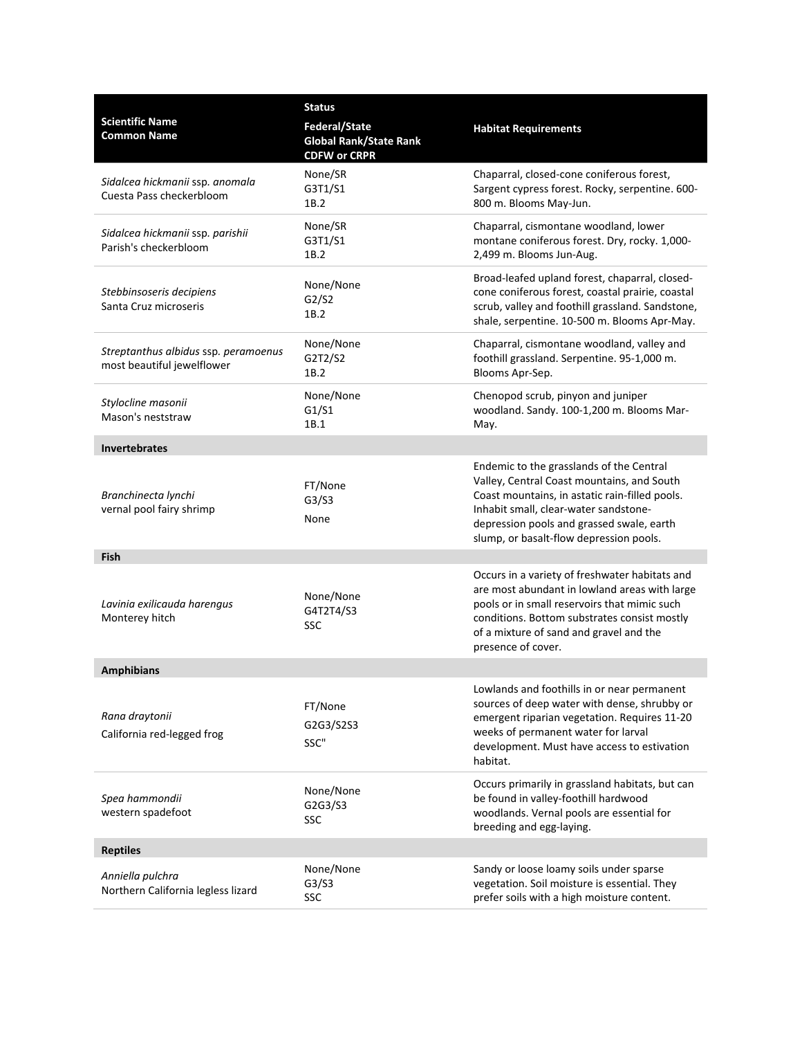| Scientific Name<br>Common Name | Status<br>Federal/State<br>Global Rank/State Rank<br>CDFW or CRPR | Habitat Requirements |
|---|---|---|
| *Sidalcea hickmanii* ssp. *anomala*<br>Cuesta Pass checkerbloom | None/SR<br>G3T1/S1<br>1B.2 | Chaparral, closed-cone coniferous forest, Sargent cypress forest. Rocky, serpentine. 600-800 m. Blooms May-Jun. |
| *Sidalcea hickmanii* ssp. *parishii*<br>Parish's checkerbloom | None/SR<br>G3T1/S1<br>1B.2 | Chaparral, cismontane woodland, lower montane coniferous forest. Dry, rocky. 1,000-2,499 m. Blooms Jun-Aug. |
| *Stebbinsoseris decipiens*<br>Santa Cruz microseris | None/None<br>G2/S2<br>1B.2 | Broad-leafed upland forest, chaparral, closed-cone coniferous forest, coastal prairie, coastal scrub, valley and foothill grassland. Sandstone, shale, serpentine. 10-500 m. Blooms Apr-May. |
| *Streptanthus albidus* ssp. *peramoenus*<br>most beautiful jewelflower | None/None<br>G2T2/S2<br>1B.2 | Chaparral, cismontane woodland, valley and foothill grassland. Serpentine. 95-1,000 m. Blooms Apr-Sep. |
| *Stylocline masonii*<br>Mason's neststraw | None/None<br>G1/S1<br>1B.1 | Chenopod scrub, pinyon and juniper woodland. Sandy. 100-1,200 m. Blooms Mar-May. |
| **Invertebrates** | | |
| *Branchinecta lynchi*<br>vernal pool fairy shrimp | FT/None<br>G3/S3<br>None | Endemic to the grasslands of the Central Valley, Central Coast mountains, and South Coast mountains, in astatic rain-filled pools. Inhabit small, clear-water sandstone-depression pools and grassed swale, earth slump, or basalt-flow depression pools. |
| **Fish** | | |
| *Lavinia exilicauda harengus*<br>Monterey hitch | None/None<br>G4T2T4/S3<br>SSC | Occurs in a variety of freshwater habitats and are most abundant in lowland areas with large pools or in small reservoirs that mimic such conditions. Bottom substrates consist mostly of a mixture of sand and gravel and the presence of cover. |
| **Amphibians** | | |
| *Rana draytonii*<br>California red-legged frog | FT/None<br>G2G3/S2S3<br>SSC" | Lowlands and foothills in or near permanent sources of deep water with dense, shrubby or emergent riparian vegetation. Requires 11-20 weeks of permanent water for larval development. Must have access to estivation habitat. |
| *Spea hammondii*<br>western spadefoot | None/None<br>G2G3/S3<br>SSC | Occurs primarily in grassland habitats, but can be found in valley-foothill hardwood woodlands. Vernal pools are essential for breeding and egg-laying. |
| **Reptiles** | | |
| *Anniella pulchra*<br>Northern California legless lizard | None/None<br>G3/S3<br>SSC | Sandy or loose loamy soils under sparse vegetation. Soil moisture is essential. They prefer soils with a high moisture content. |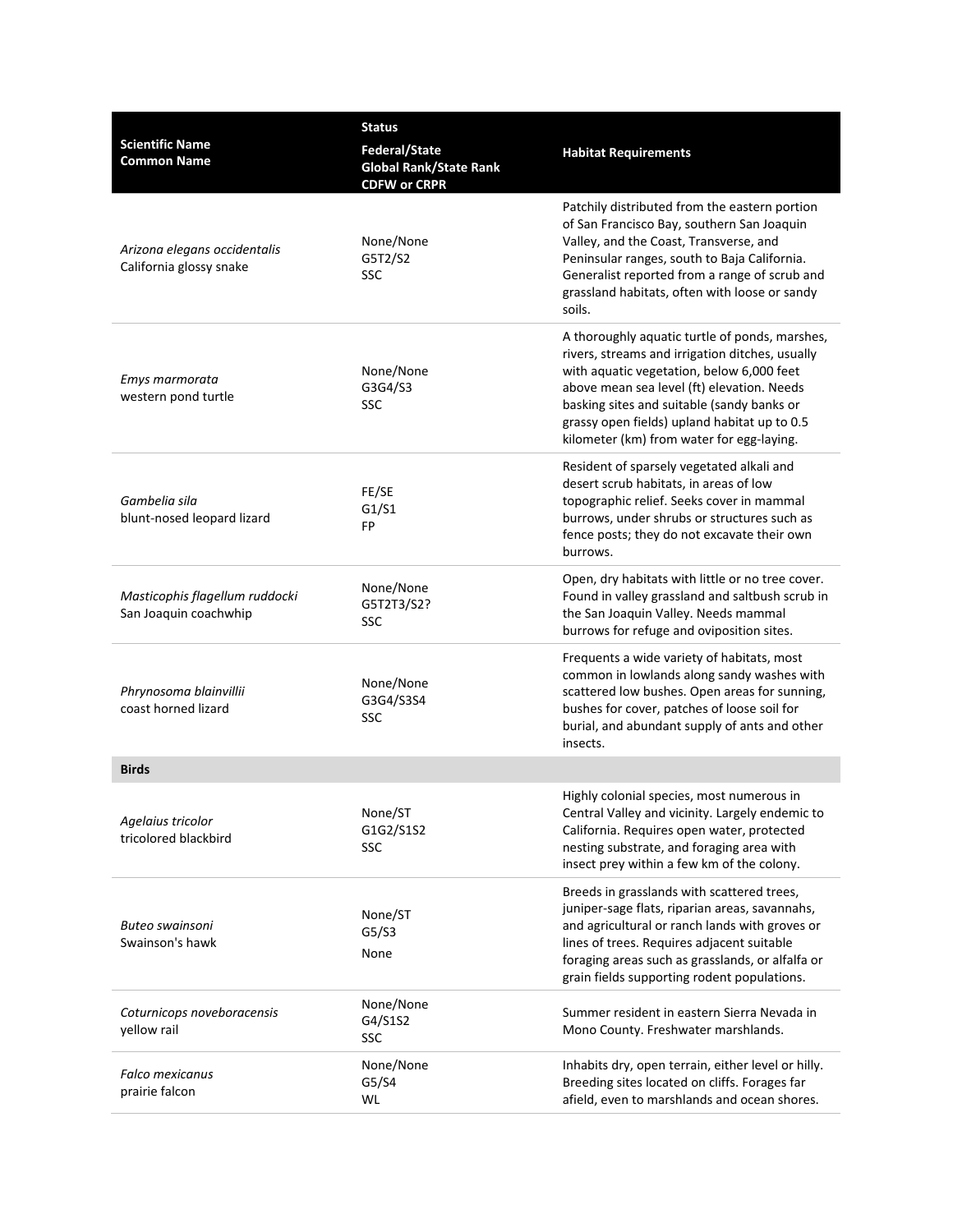| Scientific Name<br>Common Name | Status<br>Federal/State<br>Global Rank/State Rank<br>CDFW or CRPR | Habitat Requirements |
|---|---|---|
| *Arizona elegans occidentalis*<br>California glossy snake | None/None<br>G5T2/S2<br>SSC | Patchily distributed from the eastern portion of San Francisco Bay, southern San Joaquin Valley, and the Coast, Transverse, and Peninsular ranges, south to Baja California. Generalist reported from a range of scrub and grassland habitats, often with loose or sandy soils. |
| *Emys marmorata*<br>western pond turtle | None/None<br>G3G4/S3<br>SSC | A thoroughly aquatic turtle of ponds, marshes, rivers, streams and irrigation ditches, usually with aquatic vegetation, below 6,000 feet above mean sea level (ft) elevation. Needs basking sites and suitable (sandy banks or grassy open fields) upland habitat up to 0.5 kilometer (km) from water for egg-laying. |
| *Gambelia sila*<br>blunt-nosed leopard lizard | FE/SE<br>G1/S1<br>FP | Resident of sparsely vegetated alkali and desert scrub habitats, in areas of low topographic relief. Seeks cover in mammal burrows, under shrubs or structures such as fence posts; they do not excavate their own burrows. |
| *Masticophis flagellum ruddocki*<br>San Joaquin coachwhip | None/None<br>G5T2T3/S2?<br>SSC | Open, dry habitats with little or no tree cover. Found in valley grassland and saltbush scrub in the San Joaquin Valley. Needs mammal burrows for refuge and oviposition sites. |
| *Phrynosoma blainvillii*<br>coast horned lizard | None/None<br>G3G4/S3S4<br>SSC | Frequents a wide variety of habitats, most common in lowlands along sandy washes with scattered low bushes. Open areas for sunning, bushes for cover, patches of loose soil for burial, and abundant supply of ants and other insects. |
| **Birds** | | |
| *Agelaius tricolor*<br>tricolored blackbird | None/ST<br>G1G2/S1S2<br>SSC | Highly colonial species, most numerous in Central Valley and vicinity. Largely endemic to California. Requires open water, protected nesting substrate, and foraging area with insect prey within a few km of the colony. |
| *Buteo swainsoni*<br>Swainson's hawk | None/ST<br>G5/S3<br>None | Breeds in grasslands with scattered trees, juniper-sage flats, riparian areas, savannahs, and agricultural or ranch lands with groves or lines of trees. Requires adjacent suitable foraging areas such as grasslands, or alfalfa or grain fields supporting rodent populations. |
| *Coturnicops noveboracensis*<br>yellow rail | None/None<br>G4/S1S2<br>SSC | Summer resident in eastern Sierra Nevada in Mono County. Freshwater marshlands. |
| *Falco mexicanus*<br>prairie falcon | None/None<br>G5/S4<br>WL | Inhabits dry, open terrain, either level or hilly. Breeding sites located on cliffs. Forages far afield, even to marshlands and ocean shores. |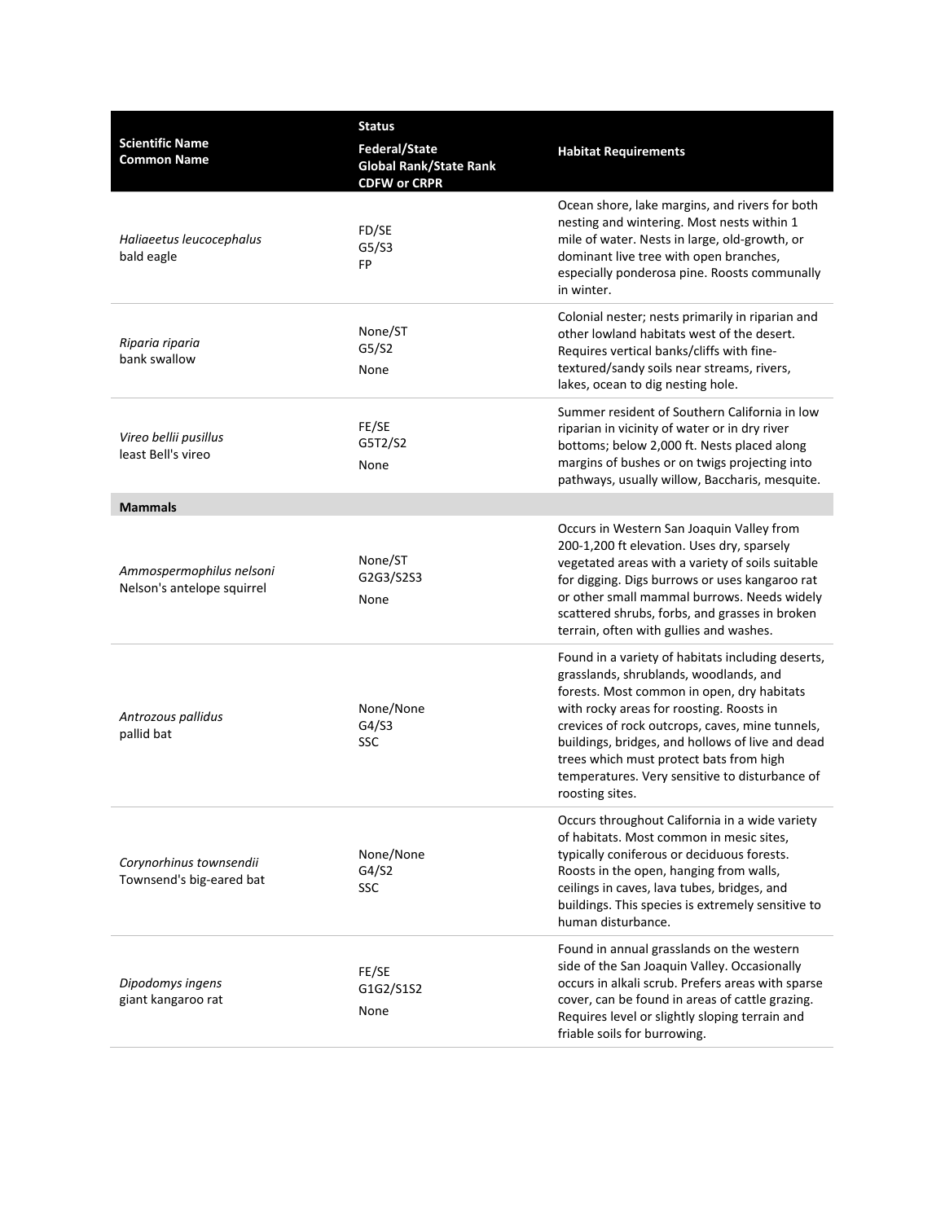| Scientific Name<br>Common Name | Status<br>Federal/State<br>Global Rank/State Rank<br>CDFW or CRPR | Habitat Requirements |
|---|---|---|
| *Haliaeetus leucocephalus*<br>bald eagle | FD/SE<br>G5/S3<br>FP | Ocean shore, lake margins, and rivers for both nesting and wintering. Most nests within 1 mile of water. Nests in large, old-growth, or dominant live tree with open branches, especially ponderosa pine. Roosts communally in winter. |
| *Riparia riparia*<br>bank swallow | None/ST<br>G5/S2<br>None | Colonial nester; nests primarily in riparian and other lowland habitats west of the desert. Requires vertical banks/cliffs with fine-textured/sandy soils near streams, rivers, lakes, ocean to dig nesting hole. |
| *Vireo bellii pusillus*<br>least Bell's vireo | FE/SE<br>G5T2/S2<br>None | Summer resident of Southern California in low riparian in vicinity of water or in dry river bottoms; below 2,000 ft. Nests placed along margins of bushes or on twigs projecting into pathways, usually willow, Baccharis, mesquite. |
| **Mammals** | | |
| *Ammospermophilus nelsoni*<br>Nelson's antelope squirrel | None/ST<br>G2G3/S2S3<br>None | Occurs in Western San Joaquin Valley from 200-1,200 ft elevation. Uses dry, sparsely vegetated areas with a variety of soils suitable for digging. Digs burrows or uses kangaroo rat or other small mammal burrows. Needs widely scattered shrubs, forbs, and grasses in broken terrain, often with gullies and washes. |
| *Antrozous pallidus*<br>pallid bat | None/None<br>G4/S3<br>SSC | Found in a variety of habitats including deserts, grasslands, shrublands, woodlands, and forests. Most common in open, dry habitats with rocky areas for roosting. Roosts in crevices of rock outcrops, caves, mine tunnels, buildings, bridges, and hollows of live and dead trees which must protect bats from high temperatures. Very sensitive to disturbance of roosting sites. |
| *Corynorhinus townsendii*<br>Townsend's big-eared bat | None/None<br>G4/S2<br>SSC | Occurs throughout California in a wide variety of habitats. Most common in mesic sites, typically coniferous or deciduous forests. Roosts in the open, hanging from walls, ceilings in caves, lava tubes, bridges, and buildings. This species is extremely sensitive to human disturbance. |
| *Dipodomys ingens*<br>giant kangaroo rat | FE/SE<br>G1G2/S1S2<br>None | Found in annual grasslands on the western side of the San Joaquin Valley. Occasionally occurs in alkali scrub. Prefers areas with sparse cover, can be found in areas of cattle grazing. Requires level or slightly sloping terrain and friable soils for burrowing. |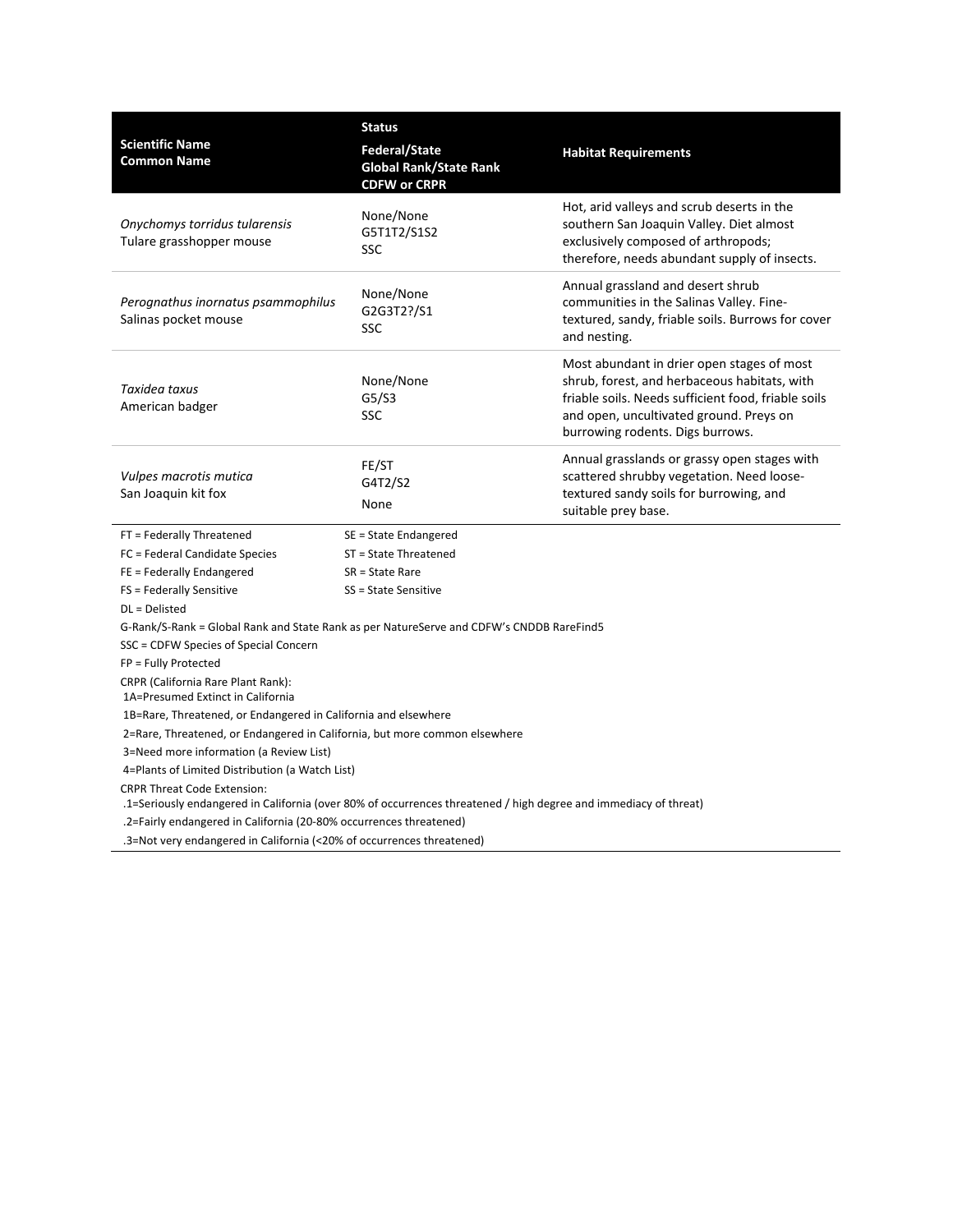| Scientific Name<br>Common Name | Status<br>Federal/State<br>Global Rank/State Rank<br>CDFW or CRPR | Habitat Requirements |
|---|---|---|
| *Onychomys torridus tularensis*<br>Tulare grasshopper mouse | None/None<br>G5T1T2/S1S2<br>SSC | Hot, arid valleys and scrub deserts in the southern San Joaquin Valley. Diet almost exclusively composed of arthropods; therefore, needs abundant supply of insects. |
| *Perognathus inornatus psammophilus*<br>Salinas pocket mouse | None/None<br>G2G3T2?/S1<br>SSC | Annual grassland and desert shrub communities in the Salinas Valley. Fine-textured, sandy, friable soils. Burrows for cover and nesting. |
| *Taxidea taxus*<br>American badger | None/None<br>G5/S3<br>SSC | Most abundant in drier open stages of most shrub, forest, and herbaceous habitats, with friable soils. Needs sufficient food, friable soils and open, uncultivated ground. Preys on burrowing rodents. Digs burrows. |
| *Vulpes macrotis mutica*<br>San Joaquin kit fox | FE/ST<br>G4T2/S2<br>None | Annual grasslands or grassy open stages with scattered shrubby vegetation. Need loose-textured sandy soils for burrowing, and suitable prey base. |

FT = Federally Threatened
FC = Federal Candidate Species
FE = Federally Endangered
FS = Federally Sensitive
DL = Delisted

SE = State Endangered
ST = State Threatened
SR = State Rare
SS = State Sensitive

G-Rank/S-Rank = Global Rank and State Rank as per NatureServe and CDFW's CNDDB RareFind5

SSC = CDFW Species of Special Concern

FP = Fully Protected

CRPR (California Rare Plant Rank):
1A=Presumed Extinct in California
1B=Rare, Threatened, or Endangered in California and elsewhere
2=Rare, Threatened, or Endangered in California, but more common elsewhere
3=Need more information (a Review List)
4=Plants of Limited Distribution (a Watch List)

CRPR Threat Code Extension:
.1=Seriously endangered in California (over 80% of occurrences threatened / high degree and immediacy of threat)
.2=Fairly endangered in California (20-80% occurrences threatened)
.3=Not very endangered in California (<20% of occurrences threatened)